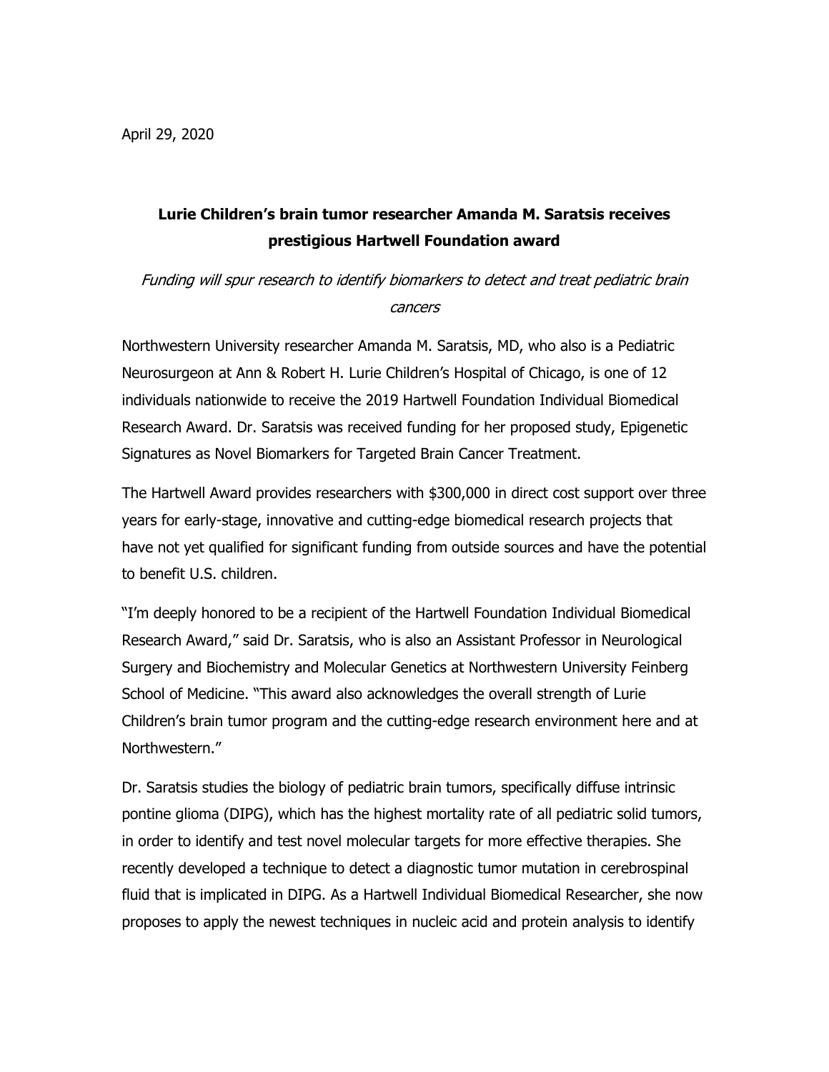April 29, 2020

**Lurie Children's brain tumor researcher Amanda M. Saratsis receives prestigious Hartwell Foundation award**

*Funding will spur research to identify biomarkers to detect and treat pediatric brain cancers*

Northwestern University researcher Amanda M. Saratsis, MD, who also is a Pediatric Neurosurgeon at Ann & Robert H. Lurie Children's Hospital of Chicago, is one of 12 individuals nationwide to receive the 2019 Hartwell Foundation Individual Biomedical Research Award. Dr. Saratsis was received funding for her proposed study, Epigenetic Signatures as Novel Biomarkers for Targeted Brain Cancer Treatment.

The Hartwell Award provides researchers with $300,000 in direct cost support over three years for early-stage, innovative and cutting-edge biomedical research projects that have not yet qualified for significant funding from outside sources and have the potential to benefit U.S. children.

"I'm deeply honored to be a recipient of the Hartwell Foundation Individual Biomedical Research Award," said Dr. Saratsis, who is also an Assistant Professor in Neurological Surgery and Biochemistry and Molecular Genetics at Northwestern University Feinberg School of Medicine. "This award also acknowledges the overall strength of Lurie Children's brain tumor program and the cutting-edge research environment here and at Northwestern."

Dr. Saratsis studies the biology of pediatric brain tumors, specifically diffuse intrinsic pontine glioma (DIPG), which has the highest mortality rate of all pediatric solid tumors, in order to identify and test novel molecular targets for more effective therapies. She recently developed a technique to detect a diagnostic tumor mutation in cerebrospinal fluid that is implicated in DIPG. As a Hartwell Individual Biomedical Researcher, she now proposes to apply the newest techniques in nucleic acid and protein analysis to identify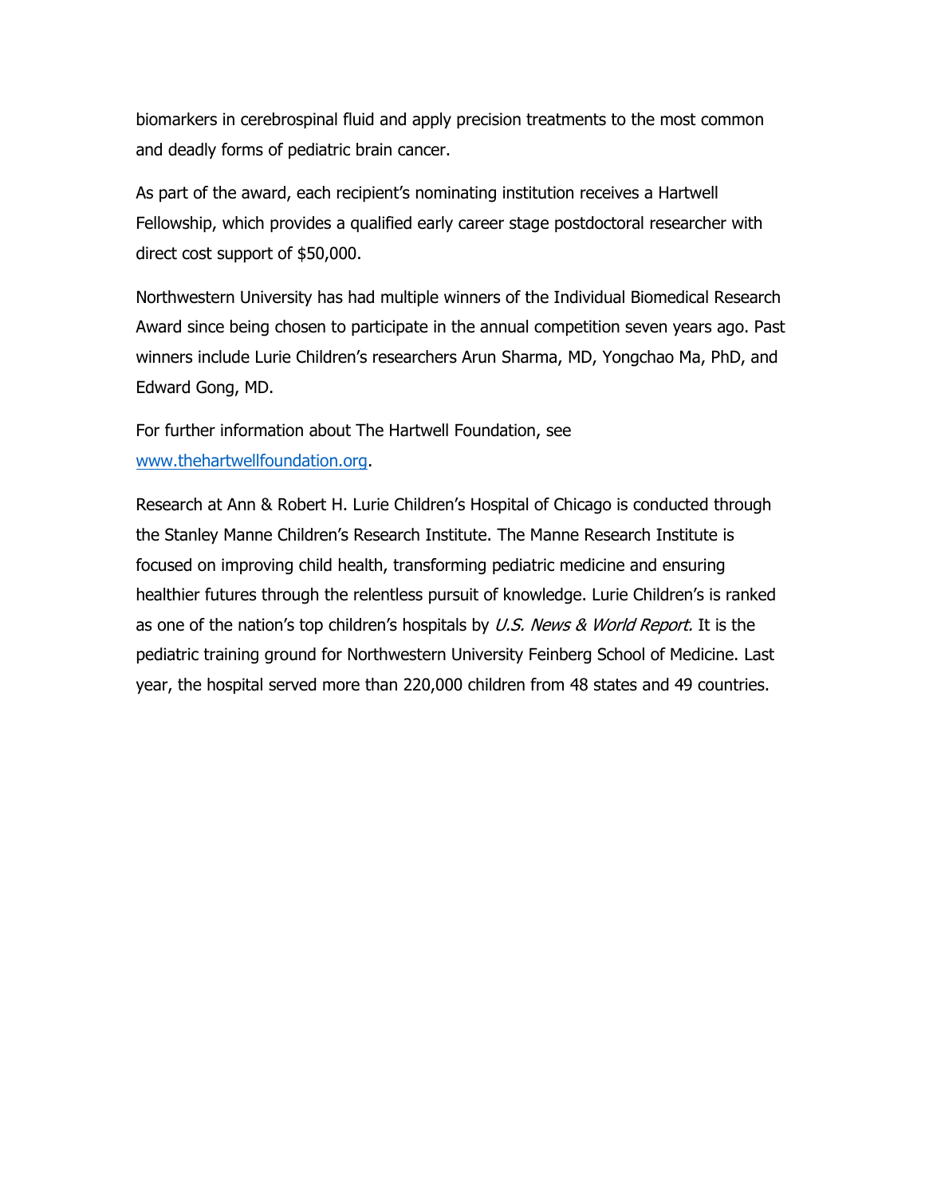biomarkers in cerebrospinal fluid and apply precision treatments to the most common and deadly forms of pediatric brain cancer.

As part of the award, each recipient's nominating institution receives a Hartwell Fellowship, which provides a qualified early career stage postdoctoral researcher with direct cost support of $50,000.

Northwestern University has had multiple winners of the Individual Biomedical Research Award since being chosen to participate in the annual competition seven years ago. Past winners include Lurie Children's researchers Arun Sharma, MD, Yongchao Ma, PhD, and Edward Gong, MD.

For further information about The Hartwell Foundation, see [www.thehartwellfoundation.org](http://www.thehartwellfoundation.org).

Research at Ann & Robert H. Lurie Children's Hospital of Chicago is conducted through the Stanley Manne Children's Research Institute. The Manne Research Institute is focused on improving child health, transforming pediatric medicine and ensuring healthier futures through the relentless pursuit of knowledge. Lurie Children's is ranked as one of the nation's top children's hospitals by *U.S. News & World Report.* It is the pediatric training ground for Northwestern University Feinberg School of Medicine. Last year, the hospital served more than 220,000 children from 48 states and 49 countries.